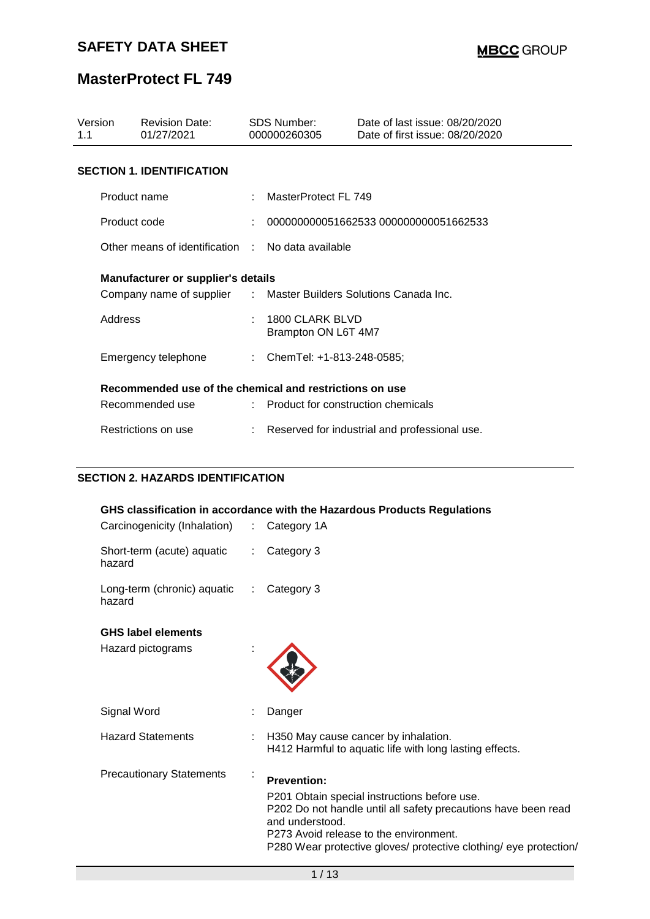# SAFETY DATA SHEET

**MBCC GROUP**

# MasterProtect FL 749

| Version | Revision Date: | SDS Number: | Date of last issue: 08/20/2020 |
|---|---|---|---|
| 1.1 | 01/27/2021 | 000000260305 | Date of first issue: 08/20/2020 |

## SECTION 1. IDENTIFICATION

| | | |
|---|---|---|
| Product name | : | MasterProtect FL 749 |
| Product code | : | 000000000051662533 000000000051662533 |
| Other means of identification | : | No data available |

**Manufacturer or supplier's details**

| | | |
|---|---|---|
| Company name of supplier | : | Master Builders Solutions Canada Inc. |
| Address | : | 1800 CLARK BLVD<br>Brampton ON L6T 4M7 |
| Emergency telephone | : | ChemTel: +1-813-248-0585; |

**Recommended use of the chemical and restrictions on use**

| | | |
|---|---|---|
| Recommended use | : | Product for construction chemicals |
| Restrictions on use | : | Reserved for industrial and professional use. |

## SECTION 2. HAZARDS IDENTIFICATION

**GHS classification in accordance with the Hazardous Products Regulations**

| | | |
|---|---|---|
| Carcinogenicity (Inhalation) | : | Category 1A |
| Short-term (acute) aquatic hazard | : | Category 3 |
| Long-term (chronic) aquatic hazard | : | Category 3 |

**GHS label elements**

Hazard pictograms :

Signal Word : Danger

Hazard Statements : H350 May cause cancer by inhalation.
H412 Harmful to aquatic life with long lasting effects.

Precautionary Statements :

**Prevention:**

P201 Obtain special instructions before use.
P202 Do not handle until all safety precautions have been read and understood.
P273 Avoid release to the environment.
P280 Wear protective gloves/ protective clothing/ eye protection/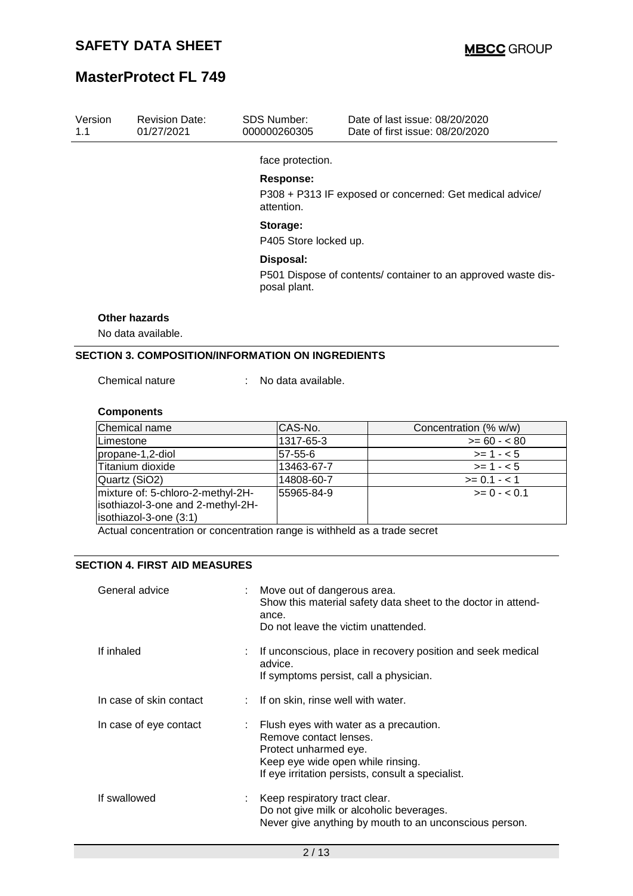face protection.

**Response:**

P308 + P313 IF exposed or concerned: Get medical advice/ attention.

**Storage:**

P405 Store locked up.

**Disposal:**

P501 Dispose of contents/ container to an approved waste disposal plant.

**Other hazards**

No data available.

## SECTION 3. COMPOSITION/INFORMATION ON INGREDIENTS

Chemical nature : No data available.

**Components**

| Chemical name | CAS-No. | Concentration (% w/w) |
|---|---|---|
| Limestone | 1317-65-3 | >= 60 - < 80 |
| propane-1,2-diol | 57-55-6 | >= 1 - < 5 |
| Titanium dioxide | 13463-67-7 | >= 1 - < 5 |
| Quartz ($SiO_2$) | 14808-60-7 | >= 0.1 - < 1 |
| mixture of: 5-chloro-2-methyl-2H-isothiazol-3-one and 2-methyl-2H-isothiazol-3-one (3:1) | 55965-84-9 | >= 0 - < 0.1 |

Actual concentration or concentration range is withheld as a trade secret

## SECTION 4. FIRST AID MEASURES

General advice : Move out of dangerous area.
Show this material safety data sheet to the doctor in attendance.
Do not leave the victim unattended.

If inhaled : If unconscious, place in recovery position and seek medical advice.
If symptoms persist, call a physician.

In case of skin contact : If on skin, rinse well with water.

In case of eye contact : Flush eyes with water as a precaution.
Remove contact lenses.
Protect unharmed eye.
Keep eye wide open while rinsing.
If eye irritation persists, consult a specialist.

If swallowed : Keep respiratory tract clear.
Do not give milk or alcoholic beverages.
Never give anything by mouth to an unconscious person.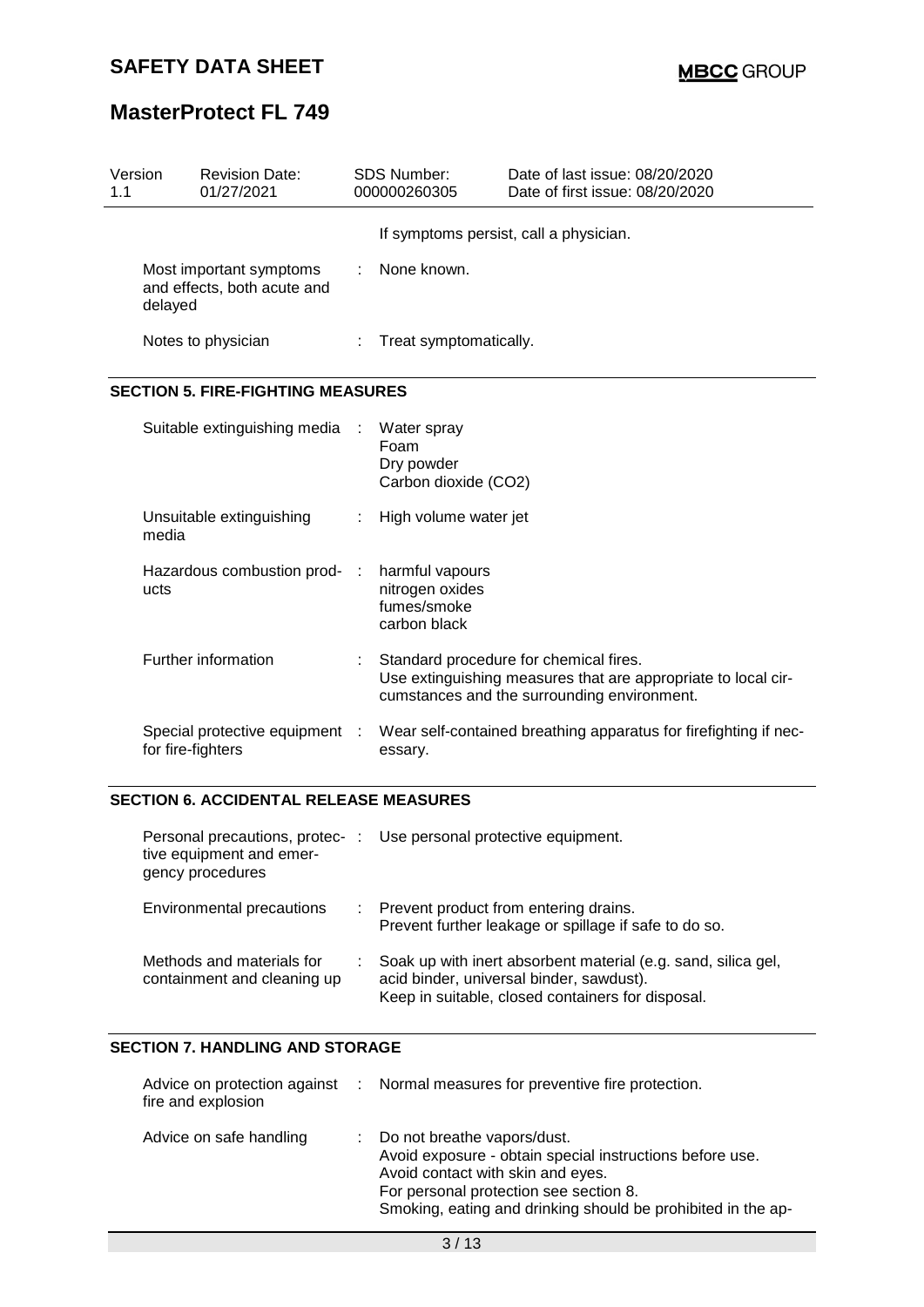If symptoms persist, call a physician.

| | | |
|---|---|---|
| Most important symptoms and effects, both acute and delayed | : | None known. |
| Notes to physician | : | Treat symptomatically. |

## SECTION 5. FIRE-FIGHTING MEASURES

| | | |
|---|---|---|
| Suitable extinguishing media | : | Water spray<br>Foam<br>Dry powder<br>Carbon dioxide (CO2) |
| Unsuitable extinguishing media | : | High volume water jet |
| Hazardous combustion products | : | harmful vapours<br>nitrogen oxides<br>fumes/smoke<br>carbon black |
| Further information | : | Standard procedure for chemical fires.<br>Use extinguishing measures that are appropriate to local circumstances and the surrounding environment. |
| Special protective equipment for fire-fighters | : | Wear self-contained breathing apparatus for firefighting if necessary. |

## SECTION 6. ACCIDENTAL RELEASE MEASURES

| | | |
|---|---|---|
| Personal precautions, protective equipment and emergency procedures | : | Use personal protective equipment. |
| Environmental precautions | : | Prevent product from entering drains.<br>Prevent further leakage or spillage if safe to do so. |
| Methods and materials for containment and cleaning up | : | Soak up with inert absorbent material (e.g. sand, silica gel, acid binder, universal binder, sawdust).<br>Keep in suitable, closed containers for disposal. |

## SECTION 7. HANDLING AND STORAGE

| | | |
|---|---|---|
| Advice on protection against fire and explosion | : | Normal measures for preventive fire protection. |
| Advice on safe handling | : | Do not breathe vapors/dust.<br>Avoid exposure - obtain special instructions before use.<br>Avoid contact with skin and eyes.<br>For personal protection see section 8.<br>Smoking, eating and drinking should be prohibited in the ap- |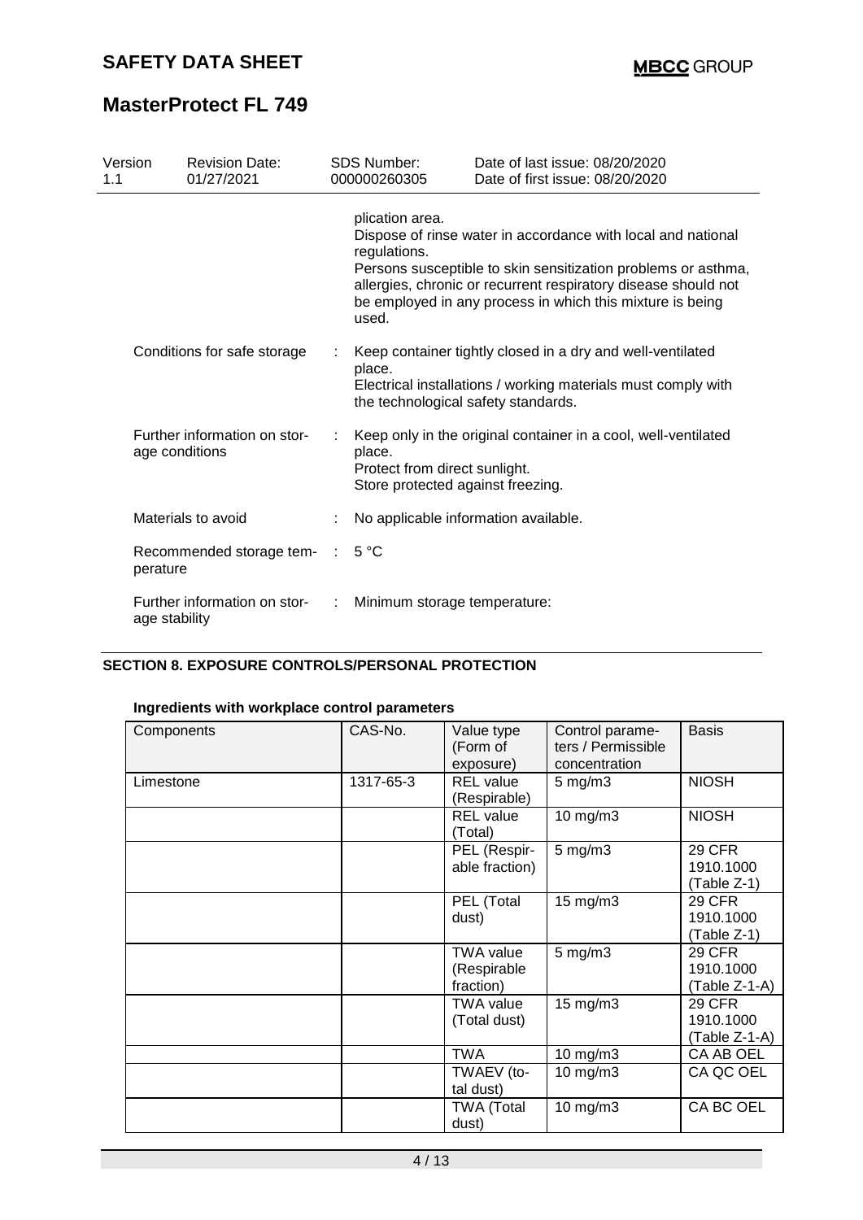plication area.
Dispose of rinse water in accordance with local and national regulations.
Persons susceptible to skin sensitization problems or asthma, allergies, chronic or recurrent respiratory disease should not be employed in any process in which this mixture is being used.

Conditions for safe storage : Keep container tightly closed in a dry and well-ventilated place.
Electrical installations / working materials must comply with the technological safety standards.

Further information on storage conditions : Keep only in the original container in a cool, well-ventilated place.
Protect from direct sunlight.
Store protected against freezing.

Materials to avoid : No applicable information available.

Recommended storage temperature : 5 °C

Further information on storage stability : Minimum storage temperature:

## SECTION 8. EXPOSURE CONTROLS/PERSONAL PROTECTION

**Ingredients with workplace control parameters**

| Components | CAS-No. | Value type (Form of exposure) | Control parameters / Permissible concentration | Basis |
|---|---|---|---|---|
| Limestone | 1317-65-3 | REL value (Respirable) | 5 mg/m3 | NIOSH |
| | | REL value (Total) | 10 mg/m3 | NIOSH |
| | | PEL (Respirable fraction) | 5 mg/m3 | 29 CFR 1910.1000 (Table Z-1) |
| | | PEL (Total dust) | 15 mg/m3 | 29 CFR 1910.1000 (Table Z-1) |
| | | TWA value (Respirable fraction) | 5 mg/m3 | 29 CFR 1910.1000 (Table Z-1-A) |
| | | TWA value (Total dust) | 15 mg/m3 | 29 CFR 1910.1000 (Table Z-1-A) |
| | | TWA | 10 mg/m3 | CA AB OEL |
| | | TWAEV (total dust) | 10 mg/m3 | CA QC OEL |
| | | TWA (Total dust) | 10 mg/m3 | CA BC OEL |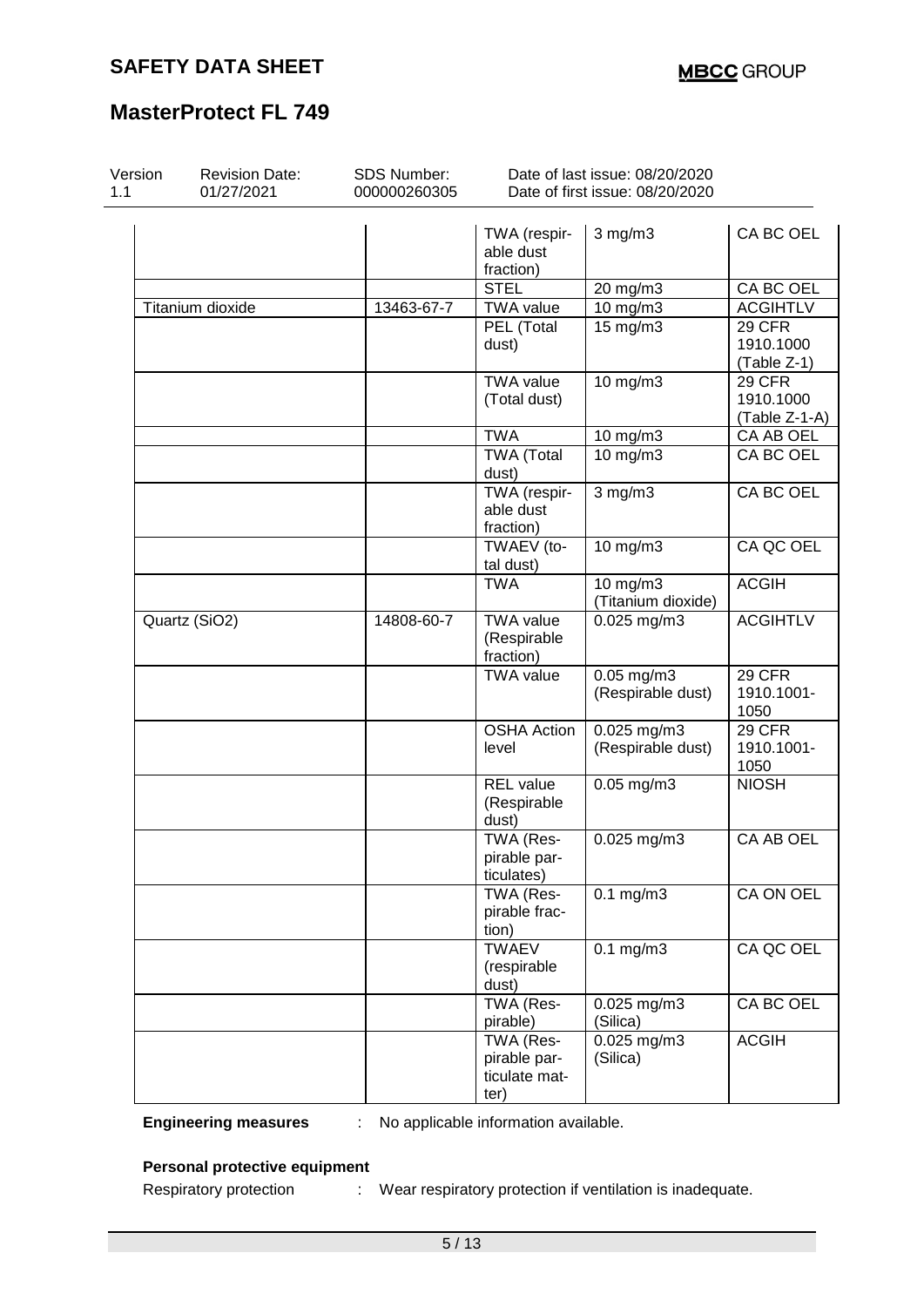| | | | | |
|---|---|---|---|---|
| | | TWA (respirable dust fraction) | 3 mg/m3 | CA BC OEL |
| | | STEL | 20 mg/m3 | CA BC OEL |
| Titanium dioxide | 13463-67-7 | TWA value | 10 mg/m3 | ACGIHTLV |
| | | PEL (Total dust) | 15 mg/m3 | 29 CFR 1910.1000 (Table Z-1) |
| | | TWA value (Total dust) | 10 mg/m3 | 29 CFR 1910.1000 (Table Z-1-A) |
| | | TWA | 10 mg/m3 | CA AB OEL |
| | | TWA (Total dust) | 10 mg/m3 | CA BC OEL |
| | | TWA (respirable dust fraction) | 3 mg/m3 | CA BC OEL |
| | | TWAEV (total dust) | 10 mg/m3 | CA QC OEL |
| | | TWA | 10 mg/m3 (Titanium dioxide) | ACGIH |
| Quartz (SiO2) | 14808-60-7 | TWA value (Respirable fraction) | 0.025 mg/m3 | ACGIHTLV |
| | | TWA value | 0.05 mg/m3 (Respirable dust) | 29 CFR 1910.1001-1050 |
| | | OSHA Action level | 0.025 mg/m3 (Respirable dust) | 29 CFR 1910.1001-1050 |
| | | REL value (Respirable dust) | 0.05 mg/m3 | NIOSH |
| | | TWA (Respirable particulates) | 0.025 mg/m3 | CA AB OEL |
| | | TWA (Respirable fraction) | 0.1 mg/m3 | CA ON OEL |
| | | TWAEV (respirable dust) | 0.1 mg/m3 | CA QC OEL |
| | | TWA (Respirable) | 0.025 mg/m3 (Silica) | CA BC OEL |
| | | TWA (Respirable particulate matter) | 0.025 mg/m3 (Silica) | ACGIH |

**Engineering measures** : No applicable information available.

**Personal protective equipment**

Respiratory protection : Wear respiratory protection if ventilation is inadequate.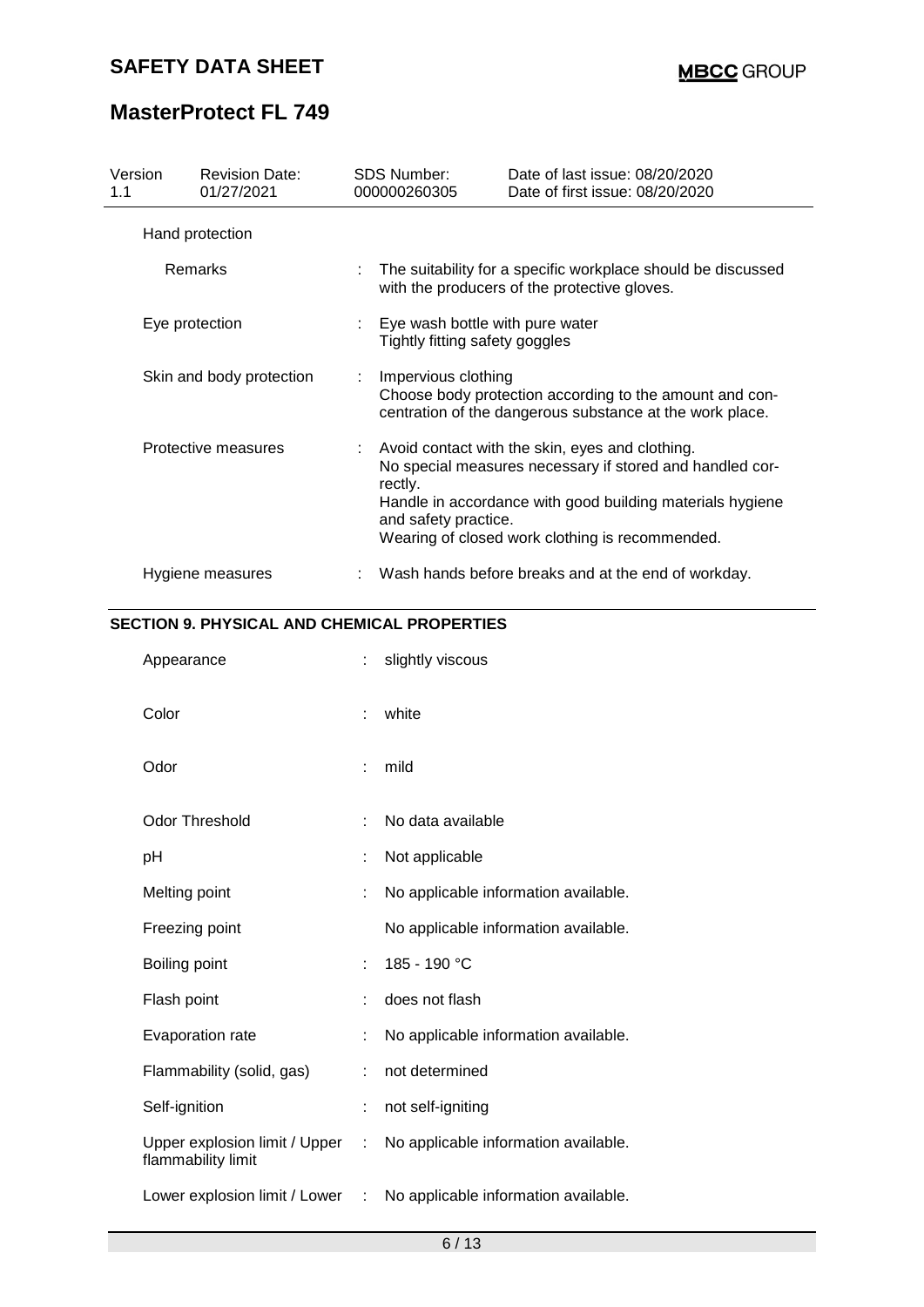| Version 1.1 | Revision Date: 01/27/2021 | SDS Number: 000000260305 | Date of last issue: 08/20/2020<br>Date of first issue: 08/20/2020 |
|---|---|---|---|

Hand protection

| | |
|---|---|
| Remarks | : The suitability for a specific workplace should be discussed with the producers of the protective gloves. |
| Eye protection | : Eye wash bottle with pure water<br>Tightly fitting safety goggles |
| Skin and body protection | : Impervious clothing<br>Choose body protection according to the amount and concentration of the dangerous substance at the work place. |
| Protective measures | : Avoid contact with the skin, eyes and clothing.<br>No special measures necessary if stored and handled correctly.<br>Handle in accordance with good building materials hygiene and safety practice.<br>Wearing of closed work clothing is recommended. |
| Hygiene measures | : Wash hands before breaks and at the end of workday. |

## SECTION 9. PHYSICAL AND CHEMICAL PROPERTIES

| | |
|---|---|
| Appearance | : slightly viscous |
| Color | : white |
| Odor | : mild |
| Odor Threshold | : No data available |
| pH | : Not applicable |
| Melting point | : No applicable information available. |
| Freezing point | No applicable information available. |
| Boiling point | : 185 - 190 °C |
| Flash point | : does not flash |
| Evaporation rate | : No applicable information available. |
| Flammability (solid, gas) | : not determined |
| Self-ignition | : not self-igniting |
| Upper explosion limit / Upper flammability limit | : No applicable information available. |
| Lower explosion limit / Lower | : No applicable information available. |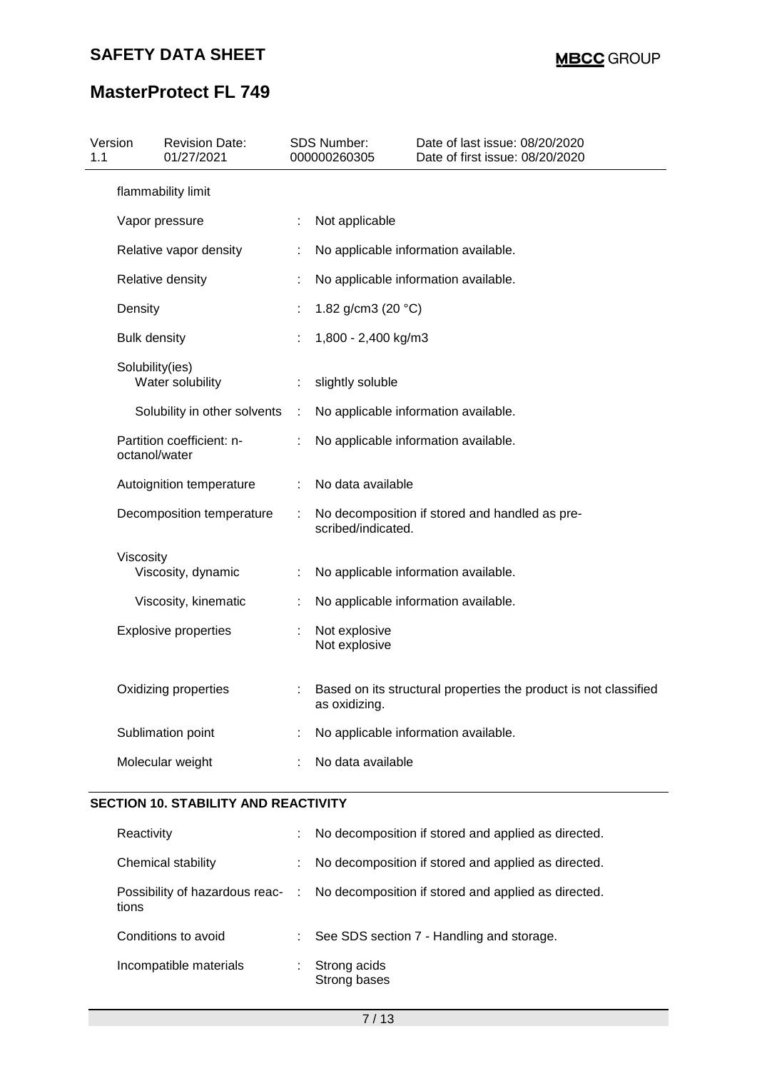| | | |
|---|---|---|
| flammability limit | | |
| Vapor pressure | : | Not applicable |
| Relative vapor density | : | No applicable information available. |
| Relative density | : | No applicable information available. |
| Density | : | 1.82 g/cm3 (20 °C) |
| Bulk density | : | 1,800 - 2,400 kg/m3 |
| Solubility(ies) Water solubility | : | slightly soluble |
| Solubility in other solvents | : | No applicable information available. |
| Partition coefficient: n-octanol/water | : | No applicable information available. |
| Autoignition temperature | : | No data available |
| Decomposition temperature | : | No decomposition if stored and handled as prescribed/indicated. |
| Viscosity Viscosity, dynamic | : | No applicable information available. |
| Viscosity, kinematic | : | No applicable information available. |
| Explosive properties | : | Not explosive<br>Not explosive |
| Oxidizing properties | : | Based on its structural properties the product is not classified as oxidizing. |
| Sublimation point | : | No applicable information available. |
| Molecular weight | : | No data available |

## SECTION 10. STABILITY AND REACTIVITY

| | | |
|---|---|---|
| Reactivity | : | No decomposition if stored and applied as directed. |
| Chemical stability | : | No decomposition if stored and applied as directed. |
| Possibility of hazardous reactions | : | No decomposition if stored and applied as directed. |
| Conditions to avoid | : | See SDS section 7 - Handling and storage. |
| Incompatible materials | : | Strong acids<br>Strong bases |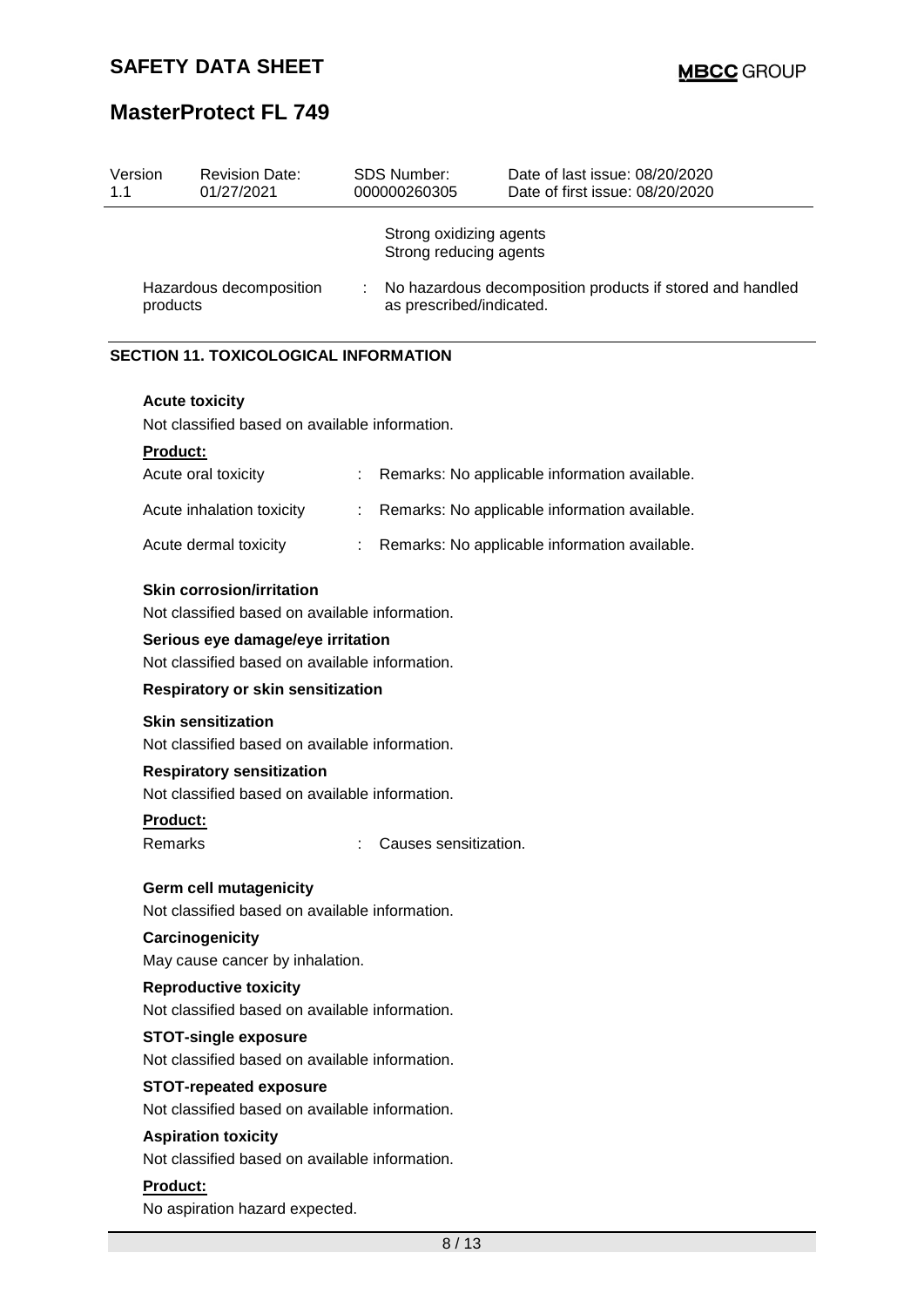| Version | Revision Date: | SDS Number: | Date of last issue: 08/20/2020 |
| --- | --- | --- | --- |
| 1.1 | 01/27/2021 | 000000260305 | Date of first issue: 08/20/2020 |

Strong oxidizing agents
Strong reducing agents

Hazardous decomposition products : No hazardous decomposition products if stored and handled as prescribed/indicated.

## SECTION 11. TOXICOLOGICAL INFORMATION

**Acute toxicity**

Not classified based on available information.

**Product:**

| | | |
| --- | --- | --- |
| Acute oral toxicity | : | Remarks: No applicable information available. |
| Acute inhalation toxicity | : | Remarks: No applicable information available. |
| Acute dermal toxicity | : | Remarks: No applicable information available. |

**Skin corrosion/irritation**

Not classified based on available information.

**Serious eye damage/eye irritation**

Not classified based on available information.

**Respiratory or skin sensitization**

**Skin sensitization**

Not classified based on available information.

**Respiratory sensitization**

Not classified based on available information.

**Product:**

Remarks : Causes sensitization.

**Germ cell mutagenicity**

Not classified based on available information.

**Carcinogenicity**

May cause cancer by inhalation.

**Reproductive toxicity**

Not classified based on available information.

**STOT-single exposure**

Not classified based on available information.

**STOT-repeated exposure**

Not classified based on available information.

**Aspiration toxicity**

Not classified based on available information.

**Product:**

No aspiration hazard expected.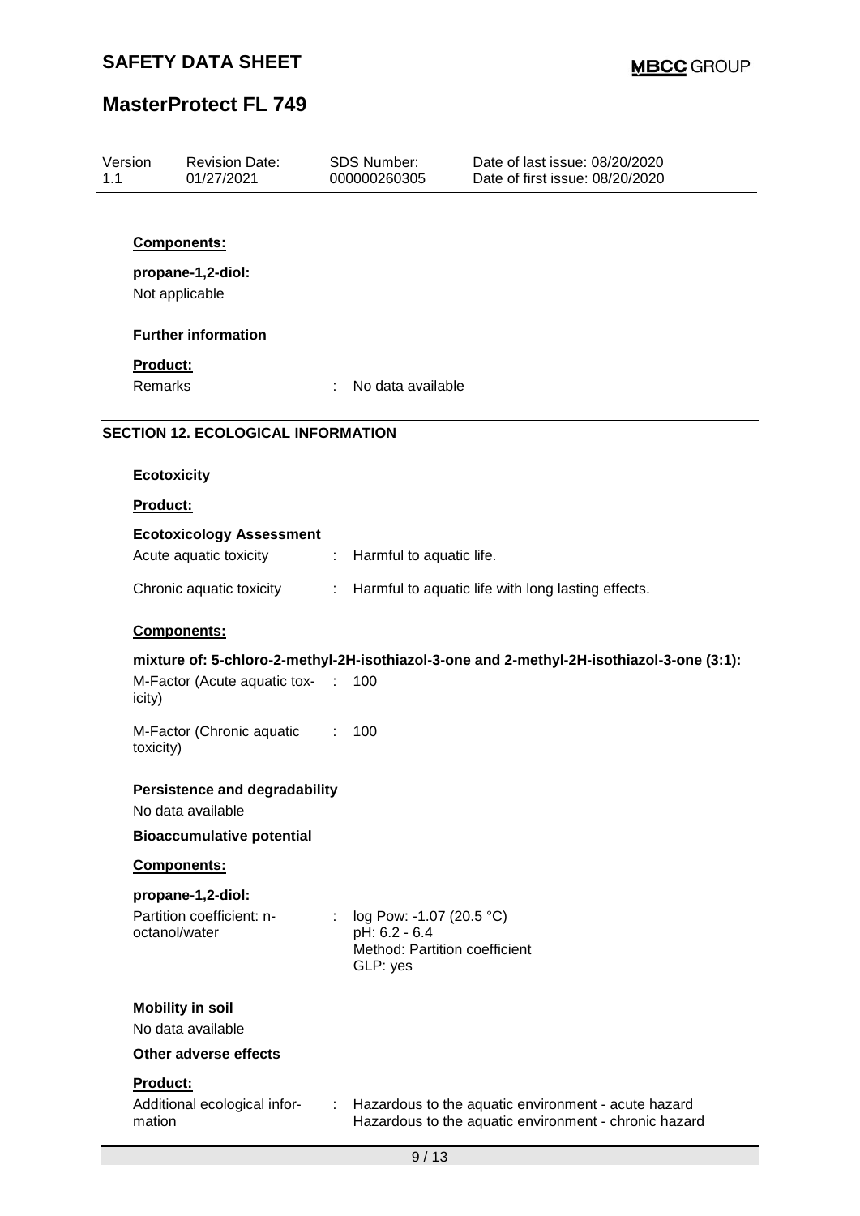**Components:**

**propane-1,2-diol:**

Not applicable

**Further information**

**Product:**

| | | |
|---|---|---|
| Remarks | : | No data available |

## SECTION 12. ECOLOGICAL INFORMATION

**Ecotoxicity**

**Product:**

**Ecotoxicology Assessment**

| | | |
|---|---|---|
| Acute aquatic toxicity | : | Harmful to aquatic life. |
| Chronic aquatic toxicity | : | Harmful to aquatic life with long lasting effects. |

**Components:**

**mixture of: 5-chloro-2-methyl-2H-isothiazol-3-one and 2-methyl-2H-isothiazol-3-one (3:1):**

| | | |
|---|---|---|
| M-Factor (Acute aquatic toxicity) | : | 100 |
| M-Factor (Chronic aquatic toxicity) | : | 100 |

**Persistence and degradability**

No data available

**Bioaccumulative potential**

**Components:**

**propane-1,2-diol:**

| | | |
|---|---|---|
| Partition coefficient: n-octanol/water | : | log Pow: -1.07 (20.5 °C)<br>pH: 6.2 - 6.4<br>Method: Partition coefficient<br>GLP: yes |

**Mobility in soil**

No data available

**Other adverse effects**

**Product:**

| | | |
|---|---|---|
| Additional ecological information | : | Hazardous to the aquatic environment - acute hazard<br>Hazardous to the aquatic environment - chronic hazard |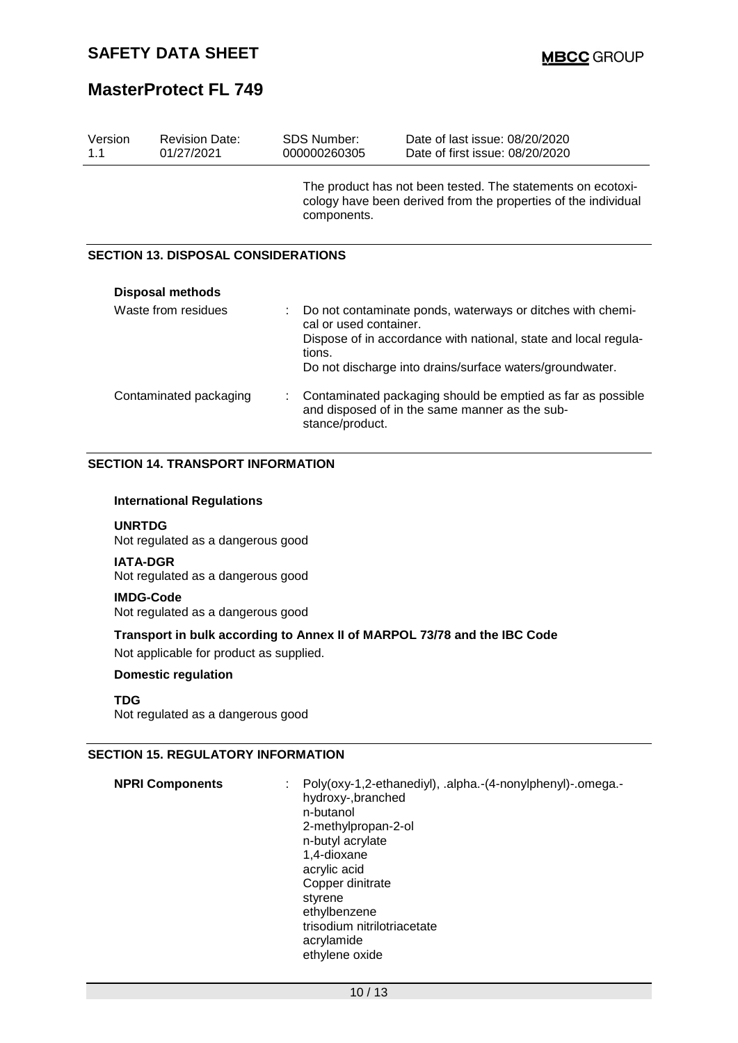The product has not been tested. The statements on ecotoxicology have been derived from the properties of the individual components.

## SECTION 13. DISPOSAL CONSIDERATIONS

**Disposal methods**

| | | |
|---|---|---|
| Waste from residues | : | Do not contaminate ponds, waterways or ditches with chemical or used container. Dispose of in accordance with national, state and local regulations. Do not discharge into drains/surface waters/groundwater. |
| Contaminated packaging | : | Contaminated packaging should be emptied as far as possible and disposed of in the same manner as the substance/product. |

## SECTION 14. TRANSPORT INFORMATION

**International Regulations**

**UNRTDG**
Not regulated as a dangerous good

**IATA-DGR**
Not regulated as a dangerous good

**IMDG-Code**
Not regulated as a dangerous good

**Transport in bulk according to Annex II of MARPOL 73/78 and the IBC Code**
Not applicable for product as supplied.

**Domestic regulation**

**TDG**
Not regulated as a dangerous good

## SECTION 15. REGULATORY INFORMATION

**NPRI Components** : Poly(oxy-1,2-ethanediyl), .alpha.-(4-nonylphenyl)-.omega.-hydroxy-,branched
n-butanol
2-methylpropan-2-ol
n-butyl acrylate
1,4-dioxane
acrylic acid
Copper dinitrate
styrene
ethylbenzene
trisodium nitrilotriacetate
acrylamide
ethylene oxide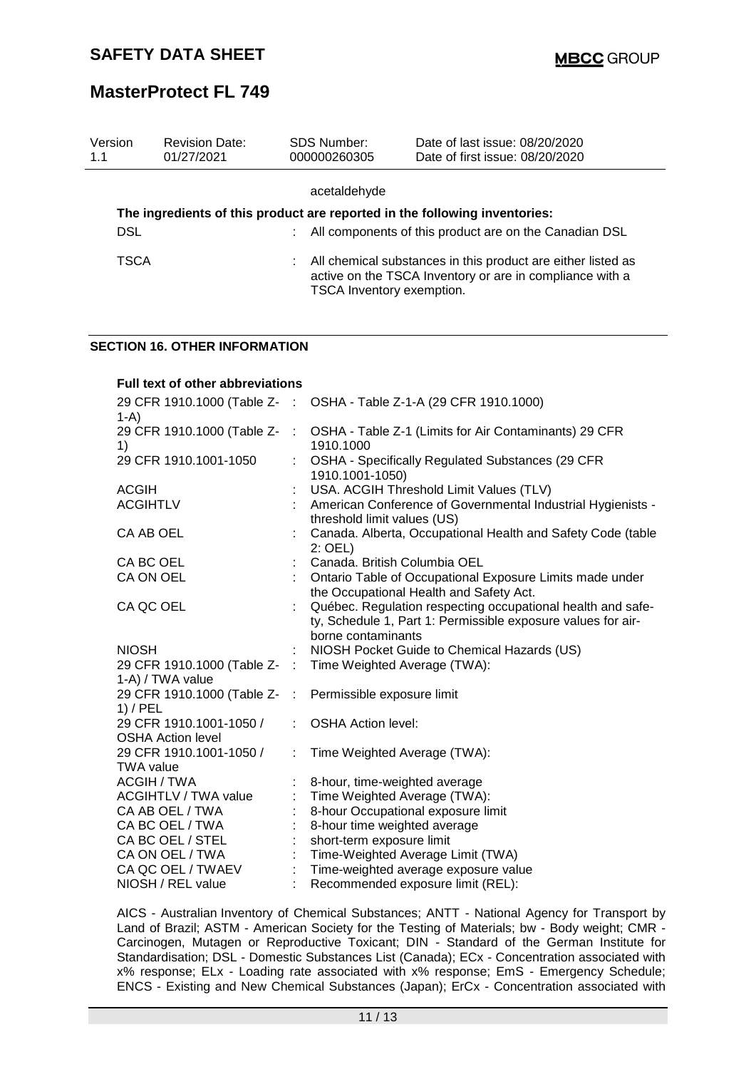Version 1.1 | Revision Date: 01/27/2021 | SDS Number: 000000260305 | Date of last issue: 08/20/2020 | Date of first issue: 08/20/2020

acetaldehyde

**The ingredients of this product are reported in the following inventories:**

| | | |
|---|---|---|
| DSL | : | All components of this product are on the Canadian DSL |
| TSCA | : | All chemical substances in this product are either listed as active on the TSCA Inventory or are in compliance with a TSCA Inventory exemption. |

## SECTION 16. OTHER INFORMATION

**Full text of other abbreviations**

| | | |
|---|---|---|
| 29 CFR 1910.1000 (Table Z-1-A) | : | OSHA - Table Z-1-A (29 CFR 1910.1000) |
| 29 CFR 1910.1000 (Table Z-1) | : | OSHA - Table Z-1 (Limits for Air Contaminants) 29 CFR 1910.1000 |
| 29 CFR 1910.1001-1050 | : | OSHA - Specifically Regulated Substances (29 CFR 1910.1001-1050) |
| ACGIH | : | USA. ACGIH Threshold Limit Values (TLV) |
| ACGIHTLV | : | American Conference of Governmental Industrial Hygienists - threshold limit values (US) |
| CA AB OEL | : | Canada. Alberta, Occupational Health and Safety Code (table 2: OEL) |
| CA BC OEL | : | Canada. British Columbia OEL |
| CA ON OEL | : | Ontario Table of Occupational Exposure Limits made under the Occupational Health and Safety Act. |
| CA QC OEL | : | Québec. Regulation respecting occupational health and safety, Schedule 1, Part 1: Permissible exposure values for airborne contaminants |
| NIOSH | : | NIOSH Pocket Guide to Chemical Hazards (US) |
| 29 CFR 1910.1000 (Table Z-1-A) / TWA value | : | Time Weighted Average (TWA): |
| 29 CFR 1910.1000 (Table Z-1) / PEL | : | Permissible exposure limit |
| 29 CFR 1910.1001-1050 / OSHA Action level | : | OSHA Action level: |
| 29 CFR 1910.1001-1050 / TWA value | : | Time Weighted Average (TWA): |
| ACGIH / TWA | : | 8-hour, time-weighted average |
| ACGIHTLV / TWA value | : | Time Weighted Average (TWA): |
| CA AB OEL / TWA | : | 8-hour Occupational exposure limit |
| CA BC OEL / TWA | : | 8-hour time weighted average |
| CA BC OEL / STEL | : | short-term exposure limit |
| CA ON OEL / TWA | : | Time-Weighted Average Limit (TWA) |
| CA QC OEL / TWAEV | : | Time-weighted average exposure value |
| NIOSH / REL value | : | Recommended exposure limit (REL): |

AICS - Australian Inventory of Chemical Substances; ANTT - National Agency for Transport by Land of Brazil; ASTM - American Society for the Testing of Materials; bw - Body weight; CMR - Carcinogen, Mutagen or Reproductive Toxicant; DIN - Standard of the German Institute for Standardisation; DSL - Domestic Substances List (Canada); ECx - Concentration associated with x% response; ELx - Loading rate associated with x% response; EmS - Emergency Schedule; ENCS - Existing and New Chemical Substances (Japan); ErCx - Concentration associated with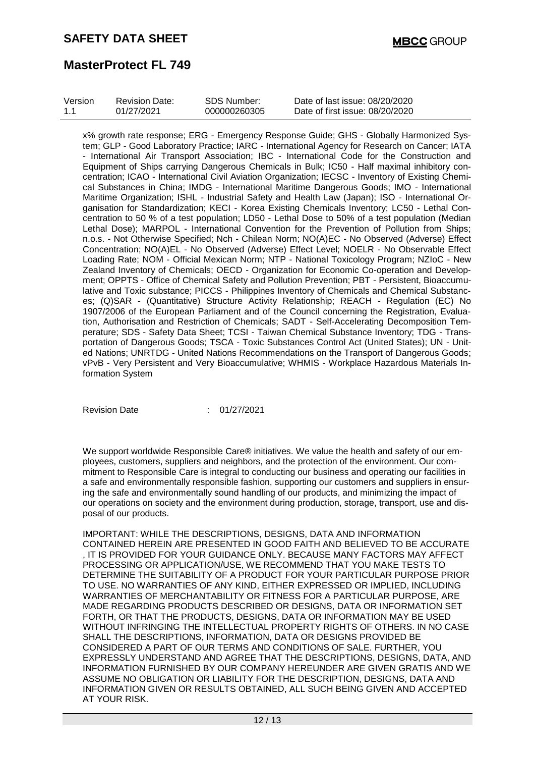x% growth rate response; ERG - Emergency Response Guide; GHS - Globally Harmonized System; GLP - Good Laboratory Practice; IARC - International Agency for Research on Cancer; IATA - International Air Transport Association; IBC - International Code for the Construction and Equipment of Ships carrying Dangerous Chemicals in Bulk; IC50 - Half maximal inhibitory concentration; ICAO - International Civil Aviation Organization; IECSC - Inventory of Existing Chemical Substances in China; IMDG - International Maritime Dangerous Goods; IMO - International Maritime Organization; ISHL - Industrial Safety and Health Law (Japan); ISO - International Organisation for Standardization; KECI - Korea Existing Chemicals Inventory; LC50 - Lethal Concentration to 50 % of a test population; LD50 - Lethal Dose to 50% of a test population (Median Lethal Dose); MARPOL - International Convention for the Prevention of Pollution from Ships; n.o.s. - Not Otherwise Specified; Nch - Chilean Norm; NO(A)EC - No Observed (Adverse) Effect Concentration; NO(A)EL - No Observed (Adverse) Effect Level; NOELR - No Observable Effect Loading Rate; NOM - Official Mexican Norm; NTP - National Toxicology Program; NZIoC - New Zealand Inventory of Chemicals; OECD - Organization for Economic Co-operation and Development; OPPTS - Office of Chemical Safety and Pollution Prevention; PBT - Persistent, Bioaccumulative and Toxic substance; PICCS - Philippines Inventory of Chemicals and Chemical Substances; (Q)SAR - (Quantitative) Structure Activity Relationship; REACH - Regulation (EC) No 1907/2006 of the European Parliament and of the Council concerning the Registration, Evaluation, Authorisation and Restriction of Chemicals; SADT - Self-Accelerating Decomposition Temperature; SDS - Safety Data Sheet; TCSI - Taiwan Chemical Substance Inventory; TDG - Transportation of Dangerous Goods; TSCA - Toxic Substances Control Act (United States); UN - United Nations; UNRTDG - United Nations Recommendations on the Transport of Dangerous Goods; vPvB - Very Persistent and Very Bioaccumulative; WHMIS - Workplace Hazardous Materials Information System

Revision Date : 01/27/2021

We support worldwide Responsible Care® initiatives. We value the health and safety of our employees, customers, suppliers and neighbors, and the protection of the environment. Our commitment to Responsible Care is integral to conducting our business and operating our facilities in a safe and environmentally responsible fashion, supporting our customers and suppliers in ensuring the safe and environmentally sound handling of our products, and minimizing the impact of our operations on society and the environment during production, storage, transport, use and disposal of our products.

IMPORTANT: WHILE THE DESCRIPTIONS, DESIGNS, DATA AND INFORMATION CONTAINED HEREIN ARE PRESENTED IN GOOD FAITH AND BELIEVED TO BE ACCURATE , IT IS PROVIDED FOR YOUR GUIDANCE ONLY. BECAUSE MANY FACTORS MAY AFFECT PROCESSING OR APPLICATION/USE, WE RECOMMEND THAT YOU MAKE TESTS TO DETERMINE THE SUITABILITY OF A PRODUCT FOR YOUR PARTICULAR PURPOSE PRIOR TO USE. NO WARRANTIES OF ANY KIND, EITHER EXPRESSED OR IMPLIED, INCLUDING WARRANTIES OF MERCHANTABILITY OR FITNESS FOR A PARTICULAR PURPOSE, ARE MADE REGARDING PRODUCTS DESCRIBED OR DESIGNS, DATA OR INFORMATION SET FORTH, OR THAT THE PRODUCTS, DESIGNS, DATA OR INFORMATION MAY BE USED WITHOUT INFRINGING THE INTELLECTUAL PROPERTY RIGHTS OF OTHERS. IN NO CASE SHALL THE DESCRIPTIONS, INFORMATION, DATA OR DESIGNS PROVIDED BE CONSIDERED A PART OF OUR TERMS AND CONDITIONS OF SALE. FURTHER, YOU EXPRESSLY UNDERSTAND AND AGREE THAT THE DESCRIPTIONS, DESIGNS, DATA, AND INFORMATION FURNISHED BY OUR COMPANY HEREUNDER ARE GIVEN GRATIS AND WE ASSUME NO OBLIGATION OR LIABILITY FOR THE DESCRIPTION, DESIGNS, DATA AND INFORMATION GIVEN OR RESULTS OBTAINED, ALL SUCH BEING GIVEN AND ACCEPTED AT YOUR RISK.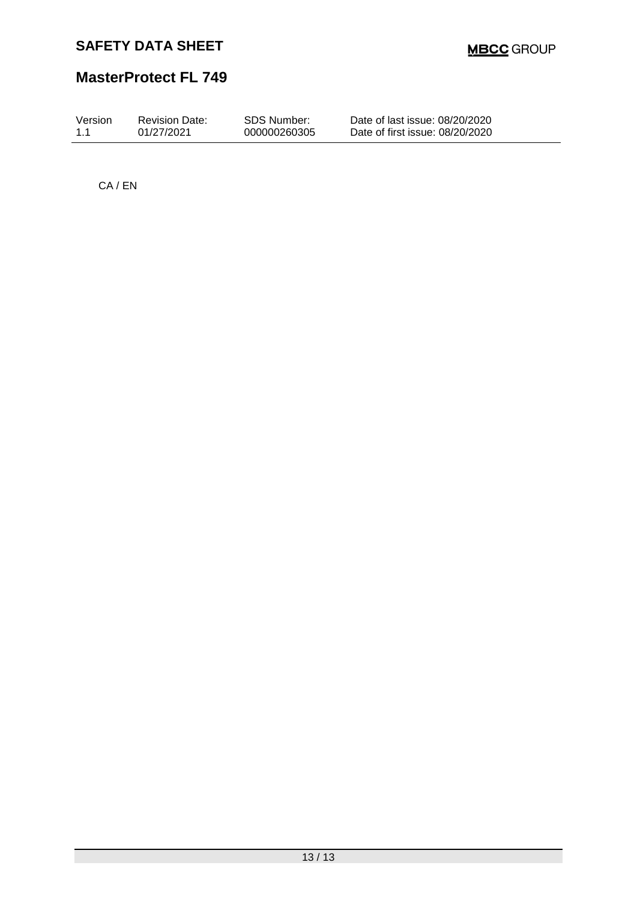CA / EN